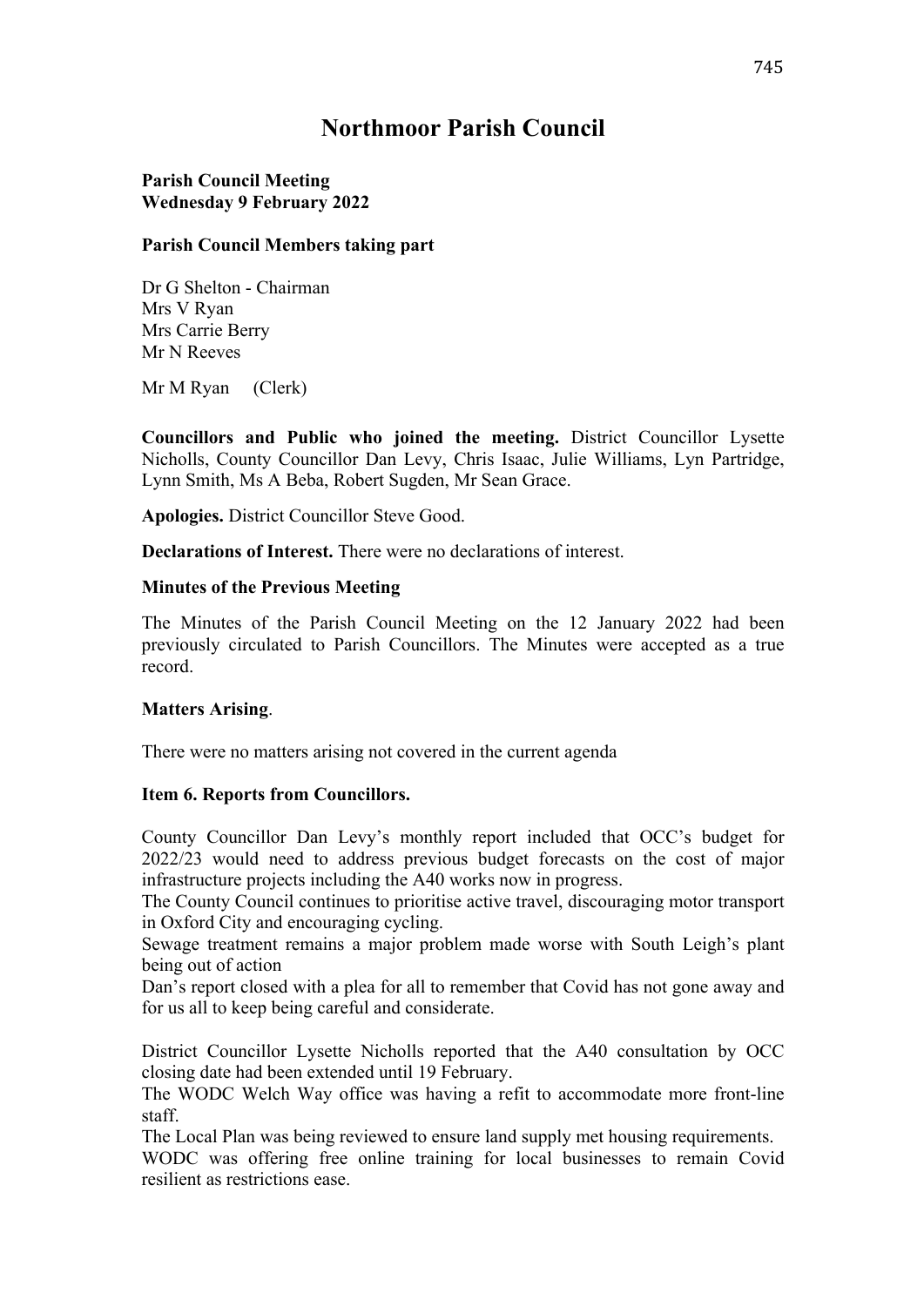# Northmoor Parish Council

**Parish Council Meeting**
**Wednesday 9 February 2022**

**Parish Council Members taking part**

Dr G Shelton - Chairman
Mrs V Ryan
Mrs Carrie Berry
Mr N Reeves

Mr M Ryan (Clerk)

**Councillors and Public who joined the meeting.** District Councillor Lysette Nicholls, County Councillor Dan Levy, Chris Isaac, Julie Williams, Lyn Partridge, Lynn Smith, Ms A Beba, Robert Sugden, Mr Sean Grace.

**Apologies.** District Councillor Steve Good.

**Declarations of Interest.** There were no declarations of interest.

**Minutes of the Previous Meeting**

The Minutes of the Parish Council Meeting on the 12 January 2022 had been previously circulated to Parish Councillors. The Minutes were accepted as a true record.

**Matters Arising**.

There were no matters arising not covered in the current agenda

**Item 6. Reports from Councillors.**

County Councillor Dan Levy's monthly report included that OCC's budget for 2022/23 would need to address previous budget forecasts on the cost of major infrastructure projects including the A40 works now in progress.
The County Council continues to prioritise active travel, discouraging motor transport in Oxford City and encouraging cycling.
Sewage treatment remains a major problem made worse with South Leigh's plant being out of action
Dan's report closed with a plea for all to remember that Covid has not gone away and for us all to keep being careful and considerate.

District Councillor Lysette Nicholls reported that the A40 consultation by OCC closing date had been extended until 19 February.
The WODC Welch Way office was having a refit to accommodate more front-line staff.
The Local Plan was being reviewed to ensure land supply met housing requirements.
WODC was offering free online training for local businesses to remain Covid resilient as restrictions ease.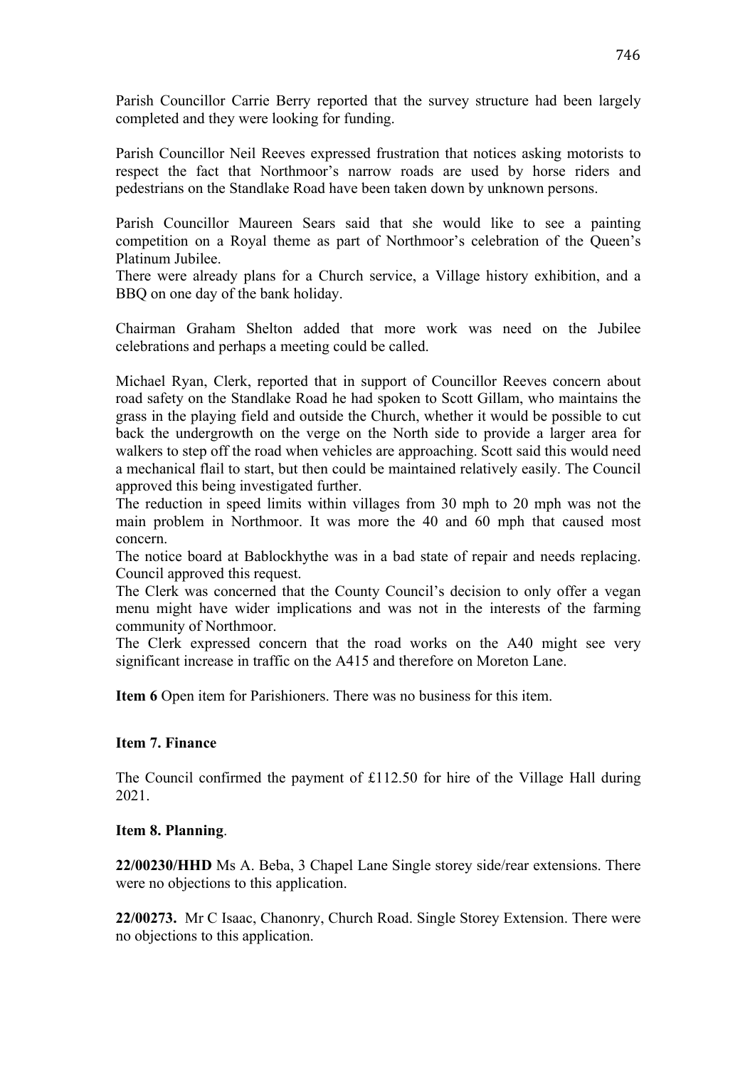Parish Councillor Carrie Berry reported that the survey structure had been largely completed and they were looking for funding.

Parish Councillor Neil Reeves expressed frustration that notices asking motorists to respect the fact that Northmoor's narrow roads are used by horse riders and pedestrians on the Standlake Road have been taken down by unknown persons.

Parish Councillor Maureen Sears said that she would like to see a painting competition on a Royal theme as part of Northmoor's celebration of the Queen's Platinum Jubilee.
There were already plans for a Church service, a Village history exhibition, and a BBQ on one day of the bank holiday.

Chairman Graham Shelton added that more work was need on the Jubilee celebrations and perhaps a meeting could be called.

Michael Ryan, Clerk, reported that in support of Councillor Reeves concern about road safety on the Standlake Road he had spoken to Scott Gillam, who maintains the grass in the playing field and outside the Church, whether it would be possible to cut back the undergrowth on the verge on the North side to provide a larger area for walkers to step off the road when vehicles are approaching. Scott said this would need a mechanical flail to start, but then could be maintained relatively easily. The Council approved this being investigated further.
The reduction in speed limits within villages from 30 mph to 20 mph was not the main problem in Northmoor. It was more the 40 and 60 mph that caused most concern.
The notice board at Bablockhythe was in a bad state of repair and needs replacing. Council approved this request.
The Clerk was concerned that the County Council's decision to only offer a vegan menu might have wider implications and was not in the interests of the farming community of Northmoor.
The Clerk expressed concern that the road works on the A40 might see very significant increase in traffic on the A415 and therefore on Moreton Lane.

**Item 6** Open item for Parishioners. There was no business for this item.

**Item 7. Finance**

The Council confirmed the payment of £112.50 for hire of the Village Hall during 2021.

**Item 8. Planning**.

**22/00230/HHD** Ms A. Beba, 3 Chapel Lane Single storey side/rear extensions. There were no objections to this application.

**22/00273.** Mr C Isaac, Chanonry, Church Road. Single Storey Extension. There were no objections to this application.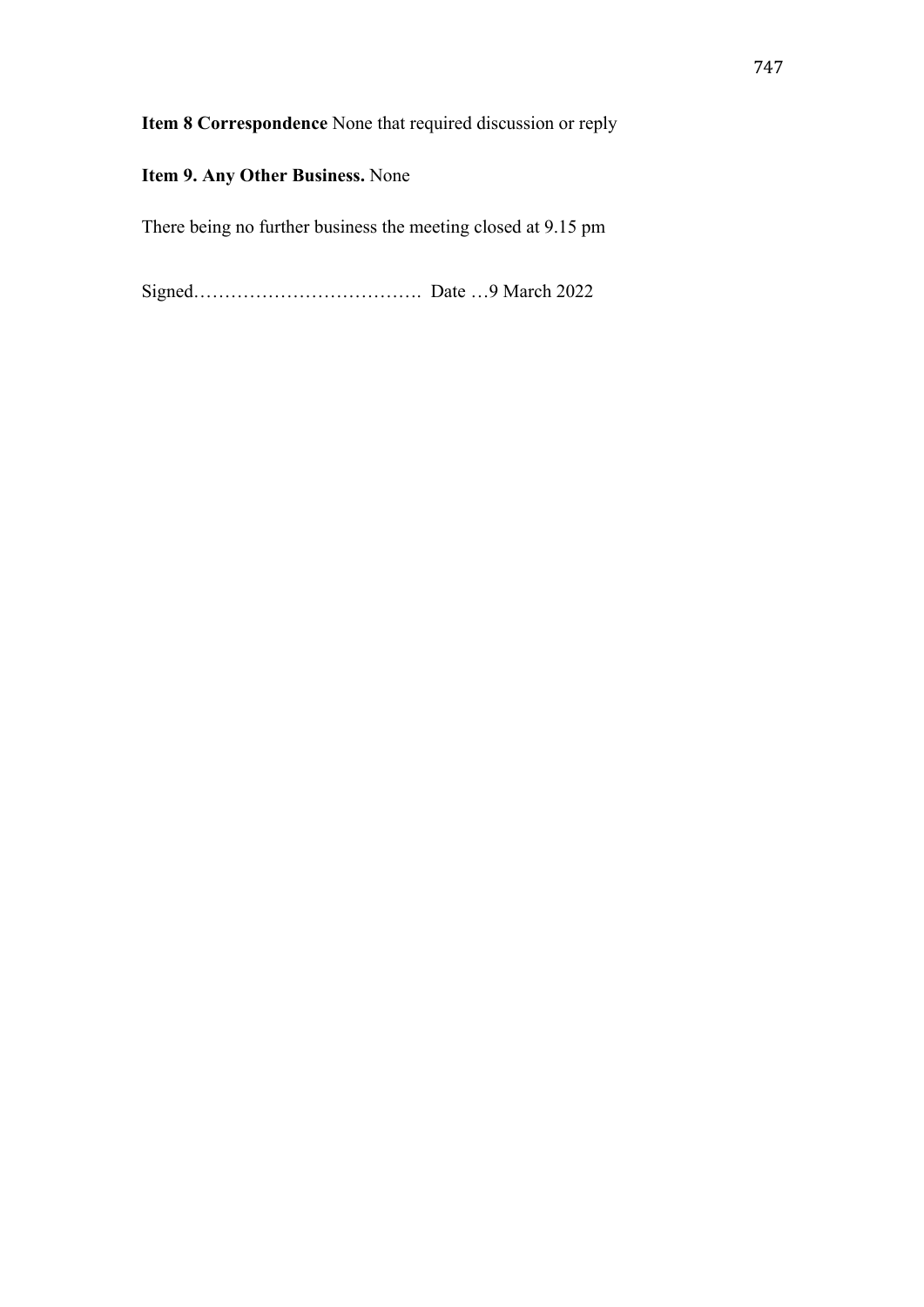**Item 8 Correspondence** None that required discussion or reply

**Item 9. Any Other Business.** None

There being no further business the meeting closed at 9.15 pm

Signed………………………………. Date …9 March 2022